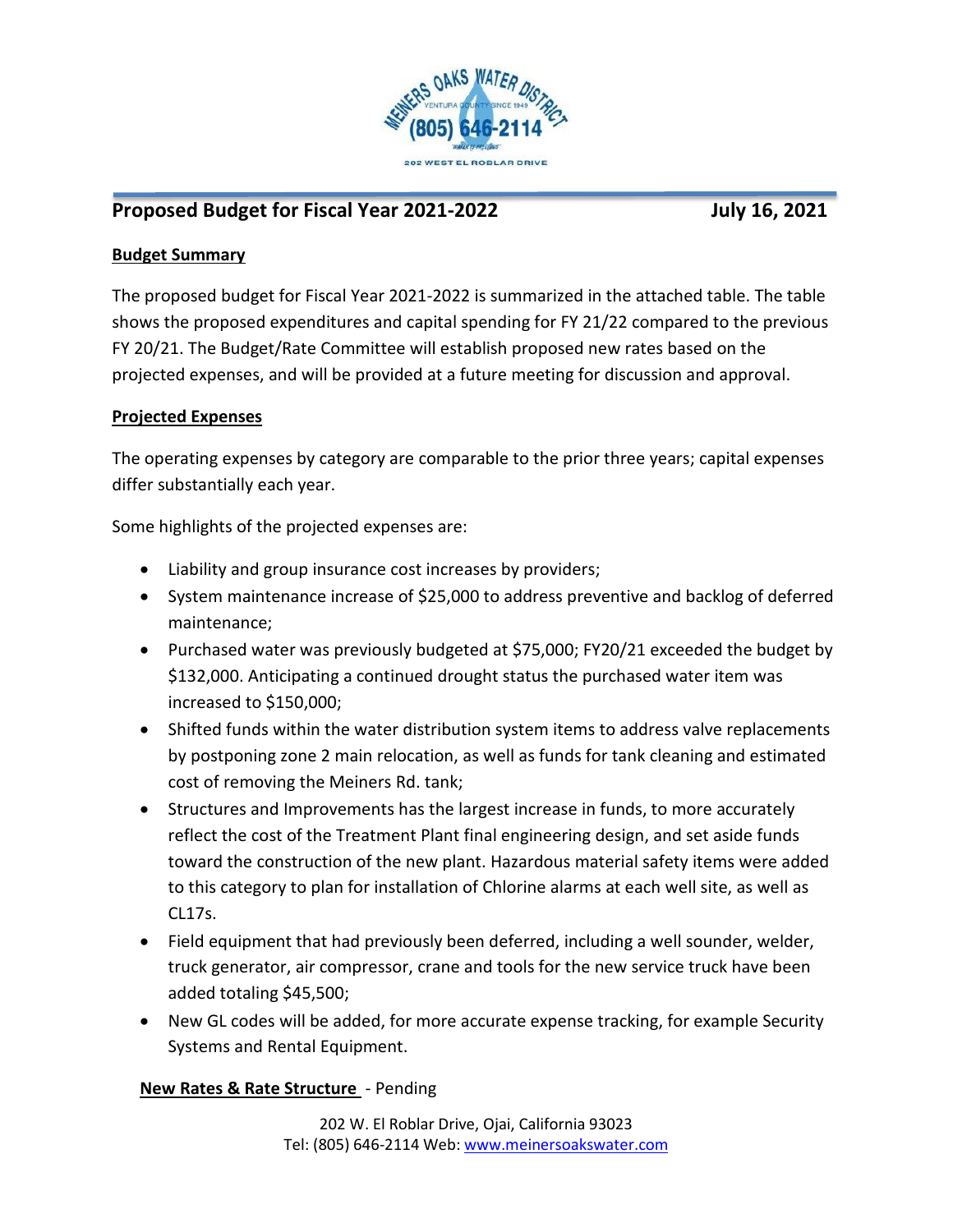## Proposed Budget for Fiscal Year 2021-2022 — July 16, 2021

### Budget Summary

The proposed budget for Fiscal Year 2021-2022 is summarized in the attached table. The table shows the proposed expenditures and capital spending for FY 21/22 compared to the previous FY 20/21. The Budget/Rate Committee will establish proposed new rates based on the projected expenses, and will be provided at a future meeting for discussion and approval.

### Projected Expenses

The operating expenses by category are comparable to the prior three years; capital expenses differ substantially each year.

Some highlights of the projected expenses are:

- Liability and group insurance cost increases by providers;
- System maintenance increase of $25,000 to address preventive and backlog of deferred maintenance;
- Purchased water was previously budgeted at $75,000; FY20/21 exceeded the budget by $132,000. Anticipating a continued drought status the purchased water item was increased to $150,000;
- Shifted funds within the water distribution system items to address valve replacements by postponing zone 2 main relocation, as well as funds for tank cleaning and estimated cost of removing the Meiners Rd. tank;
- Structures and Improvements has the largest increase in funds, to more accurately reflect the cost of the Treatment Plant final engineering design, and set aside funds toward the construction of the new plant. Hazardous material safety items were added to this category to plan for installation of Chlorine alarms at each well site, as well as CL17s.
- Field equipment that had previously been deferred, including a well sounder, welder, truck generator, air compressor, crane and tools for the new service truck have been added totaling $45,500;
- New GL codes will be added, for more accurate expense tracking, for example Security Systems and Rental Equipment.

**New Rates & Rate Structure** - Pending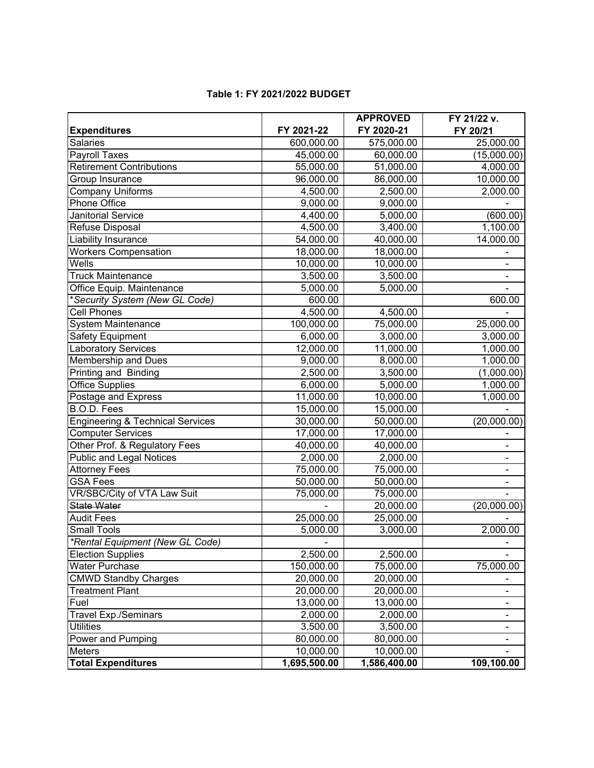**Table 1: FY 2021/2022 BUDGET**

| Expenditures | FY 2021-22 | APPROVED FY 2020-21 | FY 21/22 v. FY 20/21 |
|---|---|---|---|
| Salaries | 600,000.00 | 575,000.00 | 25,000.00 |
| Payroll Taxes | 45,000.00 | 60,000.00 | (15,000.00) |
| Retirement Contributions | 55,000.00 | 51,000.00 | 4,000.00 |
| Group Insurance | 96,000.00 | 86,000.00 | 10,000.00 |
| Company Uniforms | 4,500.00 | 2,500.00 | 2,000.00 |
| Phone Office | 9,000.00 | 9,000.00 | - |
| Janitorial Service | 4,400.00 | 5,000.00 | (600.00) |
| Refuse Disposal | 4,500.00 | 3,400.00 | 1,100.00 |
| Liability Insurance | 54,000.00 | 40,000.00 | 14,000.00 |
| Workers Compensation | 18,000.00 | 18,000.00 | - |
| Wells | 10,000.00 | 10,000.00 | - |
| Truck Maintenance | 3,500.00 | 3,500.00 | - |
| Office Equip. Maintenance | 5,000.00 | 5,000.00 | - |
| **Security System (New GL Code)* | 600.00 | | 600.00 |
| Cell Phones | 4,500.00 | 4,500.00 | - |
| System Maintenance | 100,000.00 | 75,000.00 | 25,000.00 |
| Safety Equipment | 6,000.00 | 3,000.00 | 3,000.00 |
| Laboratory Services | 12,000.00 | 11,000.00 | 1,000.00 |
| Membership and Dues | 9,000.00 | 8,000.00 | 1,000.00 |
| Printing and Binding | 2,500.00 | 3,500.00 | (1,000.00) |
| Office Supplies | 6,000.00 | 5,000.00 | 1,000.00 |
| Postage and Express | 11,000.00 | 10,000.00 | 1,000.00 |
| B.O.D. Fees | 15,000.00 | 15,000.00 | - |
| Engineering & Technical Services | 30,000.00 | 50,000.00 | (20,000.00) |
| Computer Services | 17,000.00 | 17,000.00 | - |
| Other Prof. & Regulatory Fees | 40,000.00 | 40,000.00 | - |
| Public and Legal Notices | 2,000.00 | 2,000.00 | - |
| Attorney Fees | 75,000.00 | 75,000.00 | - |
| GSA Fees | 50,000.00 | 50,000.00 | - |
| VR/SBC/City of VTA Law Suit | 75,000.00 | 75,000.00 | - |
| ~~State Water~~ | - | 20,000.00 | (20,000.00) |
| Audit Fees | 25,000.00 | 25,000.00 | - |
| Small Tools | 5,000.00 | 3,000.00 | 2,000.00 |
| **Rental Equipment (New GL Code)* | - | | - |
| Election Supplies | 2,500.00 | 2,500.00 | - |
| Water Purchase | 150,000.00 | 75,000.00 | 75,000.00 |
| CMWD Standby Charges | 20,000.00 | 20,000.00 | - |
| Treatment Plant | 20,000.00 | 20,000.00 | - |
| Fuel | 13,000.00 | 13,000.00 | - |
| Travel Exp./Seminars | 2,000.00 | 2,000.00 | - |
| Utilities | 3,500.00 | 3,500.00 | - |
| Power and Pumping | 80,000.00 | 80,000.00 | - |
| Meters | 10,000.00 | 10,000.00 | - |
| **Total Expenditures** | **1,695,500.00** | **1,586,400.00** | **109,100.00** |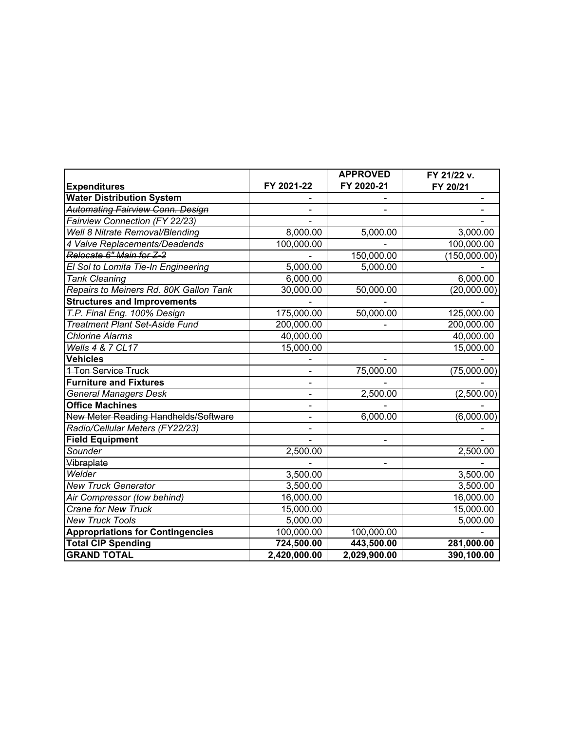| Expenditures | FY 2021-22 | APPROVED FY 2020-21 | FY 21/22 v. FY 20/21 |
|---|---|---|---|
| **Water Distribution System** | - | - | - |
| ~~*Automating Fairview Conn. Design*~~ | - | - | - |
| *Fairview Connection (FY 22/23)* | - | | - |
| *Well 8 Nitrate Removal/Blending* | 8,000.00 | 5,000.00 | 3,000.00 |
| *4 Valve Replacements/Deadends* | 100,000.00 | - | 100,000.00 |
| ~~*Relocate 6" Main for Z-2*~~ | - | 150,000.00 | (150,000.00) |
| *El Sol to Lomita Tie-In Engineering* | 5,000.00 | 5,000.00 | - |
| *Tank Cleaning* | 6,000.00 | | 6,000.00 |
| *Repairs to Meiners Rd. 80K Gallon Tank* | 30,000.00 | 50,000.00 | (20,000.00) |
| **Structures and Improvements** | - | - | - |
| *T.P. Final Eng. 100% Design* | 175,000.00 | 50,000.00 | 125,000.00 |
| *Treatment Plant Set-Aside Fund* | 200,000.00 | - | 200,000.00 |
| *Chlorine Alarms* | 40,000.00 | | 40,000.00 |
| *Wells 4 & 7 CL17* | 15,000.00 | | 15,000.00 |
| **Vehicles** | - | - | - |
| ~~1 Ton Service Truck~~ | - | 75,000.00 | (75,000.00) |
| **Furniture and Fixtures** | - | - | - |
| ~~*General Managers Desk*~~ | - | 2,500.00 | (2,500.00) |
| **Office Machines** | - | - | - |
| ~~New Meter Reading Handhelds/Software~~ | - | 6,000.00 | (6,000.00) |
| *Radio/Cellular Meters (FY22/23)* | - | | - |
| **Field Equipment** | - | - | - |
| *Sounder* | 2,500.00 | | 2,500.00 |
| ~~Vibraplate~~ | - | - | - |
| *Welder* | 3,500.00 | | 3,500.00 |
| *New Truck Generator* | 3,500.00 | | 3,500.00 |
| *Air Compressor (tow behind)* | 16,000.00 | | 16,000.00 |
| *Crane for New Truck* | 15,000.00 | | 15,000.00 |
| *New Truck Tools* | 5,000.00 | | 5,000.00 |
| **Appropriations for Contingencies** | 100,000.00 | 100,000.00 | - |
| **Total CIP Spending** | **724,500.00** | **443,500.00** | **281,000.00** |
| **GRAND TOTAL** | **2,420,000.00** | **2,029,900.00** | **390,100.00** |